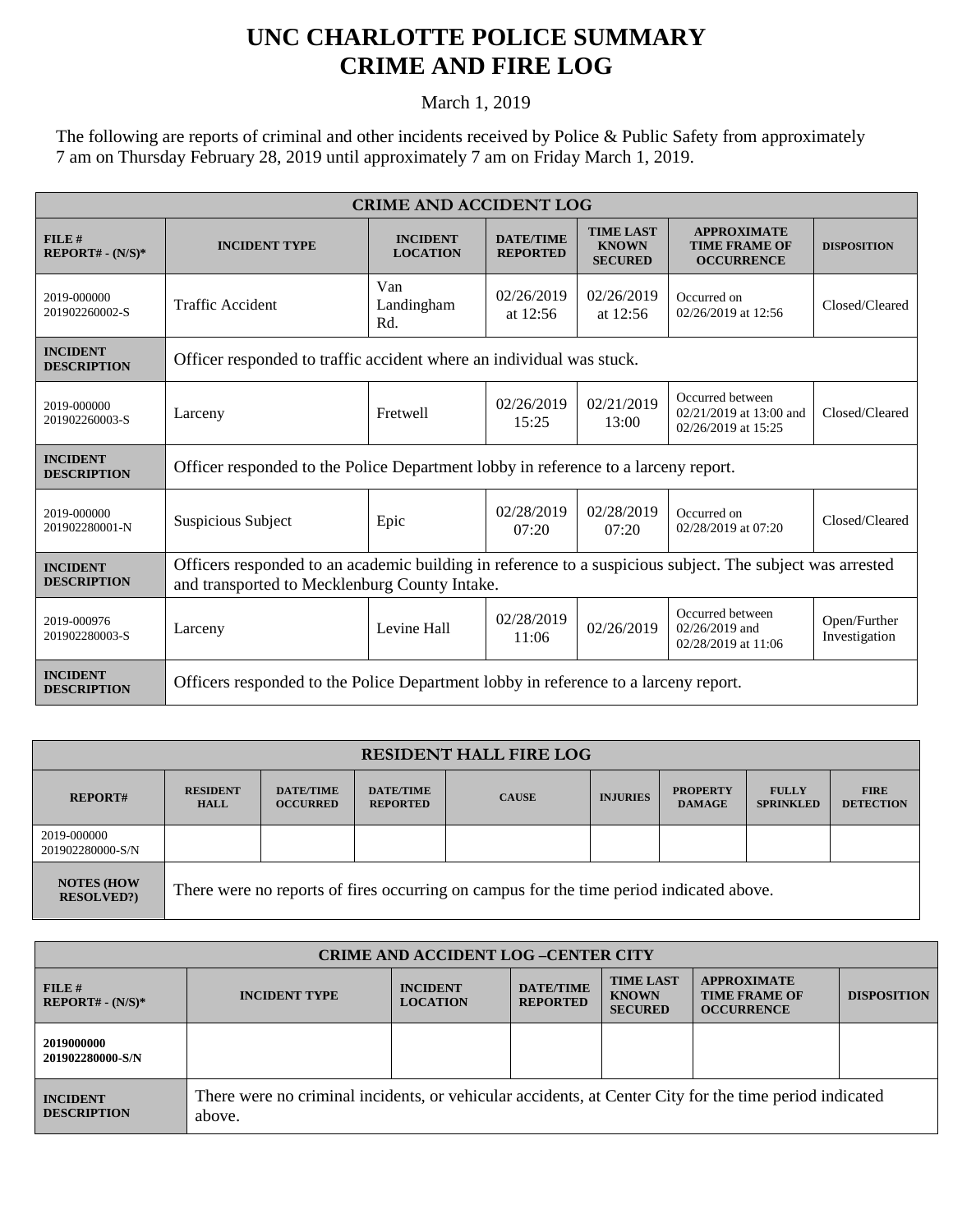# UNC CHARLOTTE POLICE SUMMARY
# CRIME AND FIRE LOG

March 1, 2019

The following are reports of criminal and other incidents received by Police & Public Safety from approximately 7 am on Thursday February 28, 2019 until approximately 7 am on Friday March 1, 2019.

| CRIME AND ACCIDENT LOG | | | | | | |
|---|---|---|---|---|---|---|
| **FILE # REPORT# - (N/S)*** | **INCIDENT TYPE** | **INCIDENT LOCATION** | **DATE/TIME REPORTED** | **TIME LAST KNOWN SECURED** | **APPROXIMATE TIME FRAME OF OCCURRENCE** | **DISPOSITION** |
| 2019-000000 201902260002-S | Traffic Accident | Van Landingham Rd. | 02/26/2019 at 12:56 | 02/26/2019 at 12:56 | Occurred on 02/26/2019 at 12:56 | Closed/Cleared |
| **INCIDENT DESCRIPTION** | Officer responded to traffic accident where an individual was stuck. | | | | | |
| 2019-000000 201902260003-S | Larceny | Fretwell | 02/26/2019 15:25 | 02/21/2019 13:00 | Occurred between 02/21/2019 at 13:00 and 02/26/2019 at 15:25 | Closed/Cleared |
| **INCIDENT DESCRIPTION** | Officer responded to the Police Department lobby in reference to a larceny report. | | | | | |
| 2019-000000 201902280001-N | Suspicious Subject | Epic | 02/28/2019 07:20 | 02/28/2019 07:20 | Occurred on 02/28/2019 at 07:20 | Closed/Cleared |
| **INCIDENT DESCRIPTION** | Officers responded to an academic building in reference to a suspicious subject. The subject was arrested and transported to Mecklenburg County Intake. | | | | | |
| 2019-000976 201902280003-S | Larceny | Levine Hall | 02/28/2019 11:06 | 02/26/2019 | Occurred between 02/26/2019 and 02/28/2019 at 11:06 | Open/Further Investigation |
| **INCIDENT DESCRIPTION** | Officers responded to the Police Department lobby in reference to a larceny report. | | | | | |

| RESIDENT HALL FIRE LOG | | | | | | | | |
|---|---|---|---|---|---|---|---|---|
| **REPORT#** | **RESIDENT HALL** | **DATE/TIME OCCURRED** | **DATE/TIME REPORTED** | **CAUSE** | **INJURIES** | **PROPERTY DAMAGE** | **FULLY SPRINKLED** | **FIRE DETECTION** |
| 2019-000000 201902280000-S/N | | | | | | | | |
| **NOTES (HOW RESOLVED?)** | There were no reports of fires occurring on campus for the time period indicated above. | | | | | | | |

| CRIME AND ACCIDENT LOG –CENTER CITY | | | | | | |
|---|---|---|---|---|---|---|
| **FILE # REPORT# - (N/S)*** | **INCIDENT TYPE** | **INCIDENT LOCATION** | **DATE/TIME REPORTED** | **TIME LAST KNOWN SECURED** | **APPROXIMATE TIME FRAME OF OCCURRENCE** | **DISPOSITION** |
| **2019000000 201902280000-S/N** | | | | | | |
| **INCIDENT DESCRIPTION** | There were no criminal incidents, or vehicular accidents, at Center City for the time period indicated above. | | | | | |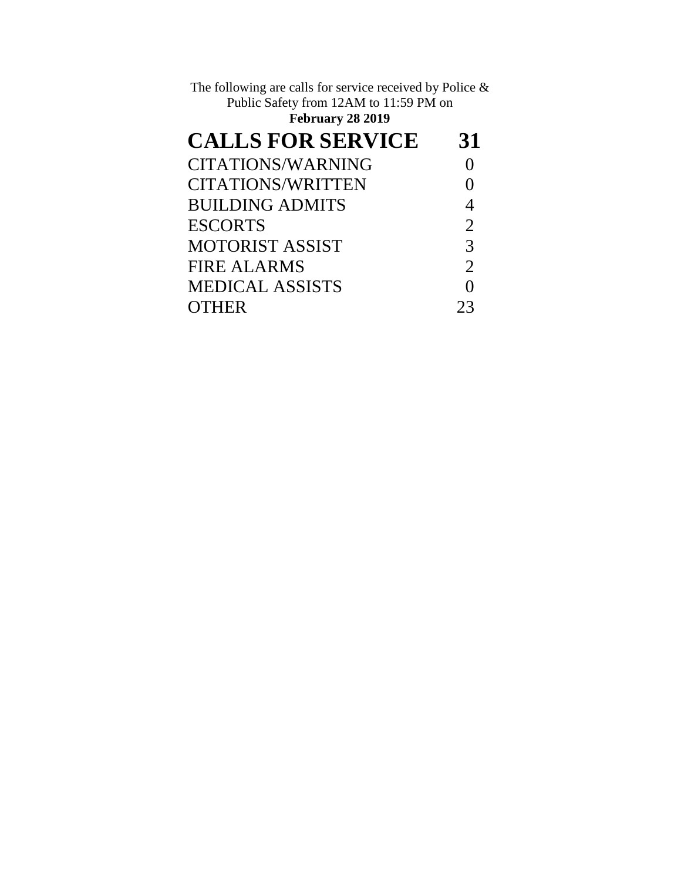The following are calls for service received by Police & Public Safety from 12AM to 11:59 PM on

**February 28 2019**

| | |
|---|---|
| **CALLS FOR SERVICE** | **31** |
| CITATIONS/WARNING | 0 |
| CITATIONS/WRITTEN | 0 |
| BUILDING ADMITS | 4 |
| ESCORTS | 2 |
| MOTORIST ASSIST | 3 |
| FIRE ALARMS | 2 |
| MEDICAL ASSISTS | 0 |
| OTHER | 23 |